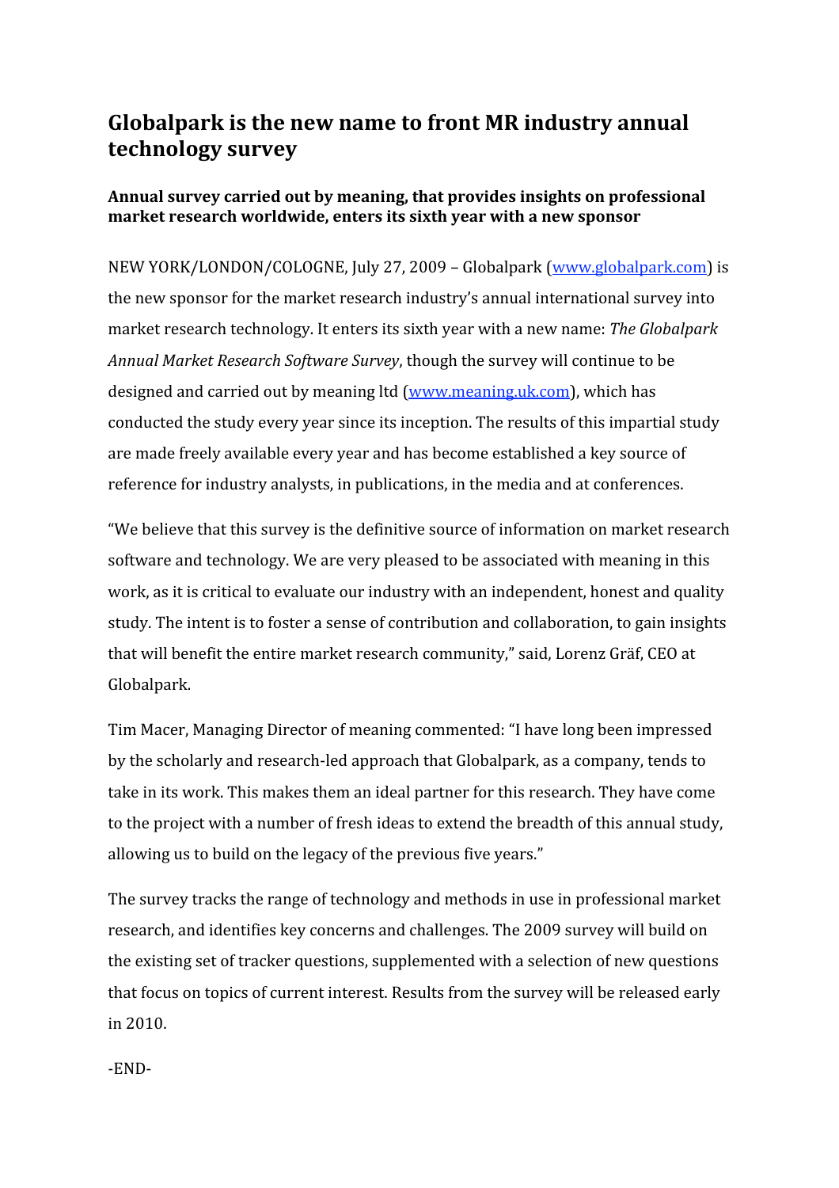# Globalpark is the new name to front MR industry annual technology survey

**Annual survey carried out by meaning, that provides insights on professional market research worldwide, enters its sixth year with a new sponsor**

NEW YORK/LONDON/COLOGNE, July 27, 2009 – Globalpark (www.globalpark.com) is the new sponsor for the market research industry's annual international survey into market research technology. It enters its sixth year with a new name: *The Globalpark Annual Market Research Software Survey*, though the survey will continue to be designed and carried out by meaning ltd (www.meaning.uk.com), which has conducted the study every year since its inception. The results of this impartial study are made freely available every year and has become established a key source of reference for industry analysts, in publications, in the media and at conferences.

"We believe that this survey is the definitive source of information on market research software and technology. We are very pleased to be associated with meaning in this work, as it is critical to evaluate our industry with an independent, honest and quality study. The intent is to foster a sense of contribution and collaboration, to gain insights that will benefit the entire market research community," said, Lorenz Gräf, CEO at Globalpark.

Tim Macer, Managing Director of meaning commented: "I have long been impressed by the scholarly and research-led approach that Globalpark, as a company, tends to take in its work. This makes them an ideal partner for this research. They have come to the project with a number of fresh ideas to extend the breadth of this annual study, allowing us to build on the legacy of the previous five years."

The survey tracks the range of technology and methods in use in professional market research, and identifies key concerns and challenges. The 2009 survey will build on the existing set of tracker questions, supplemented with a selection of new questions that focus on topics of current interest. Results from the survey will be released early in 2010.

-END-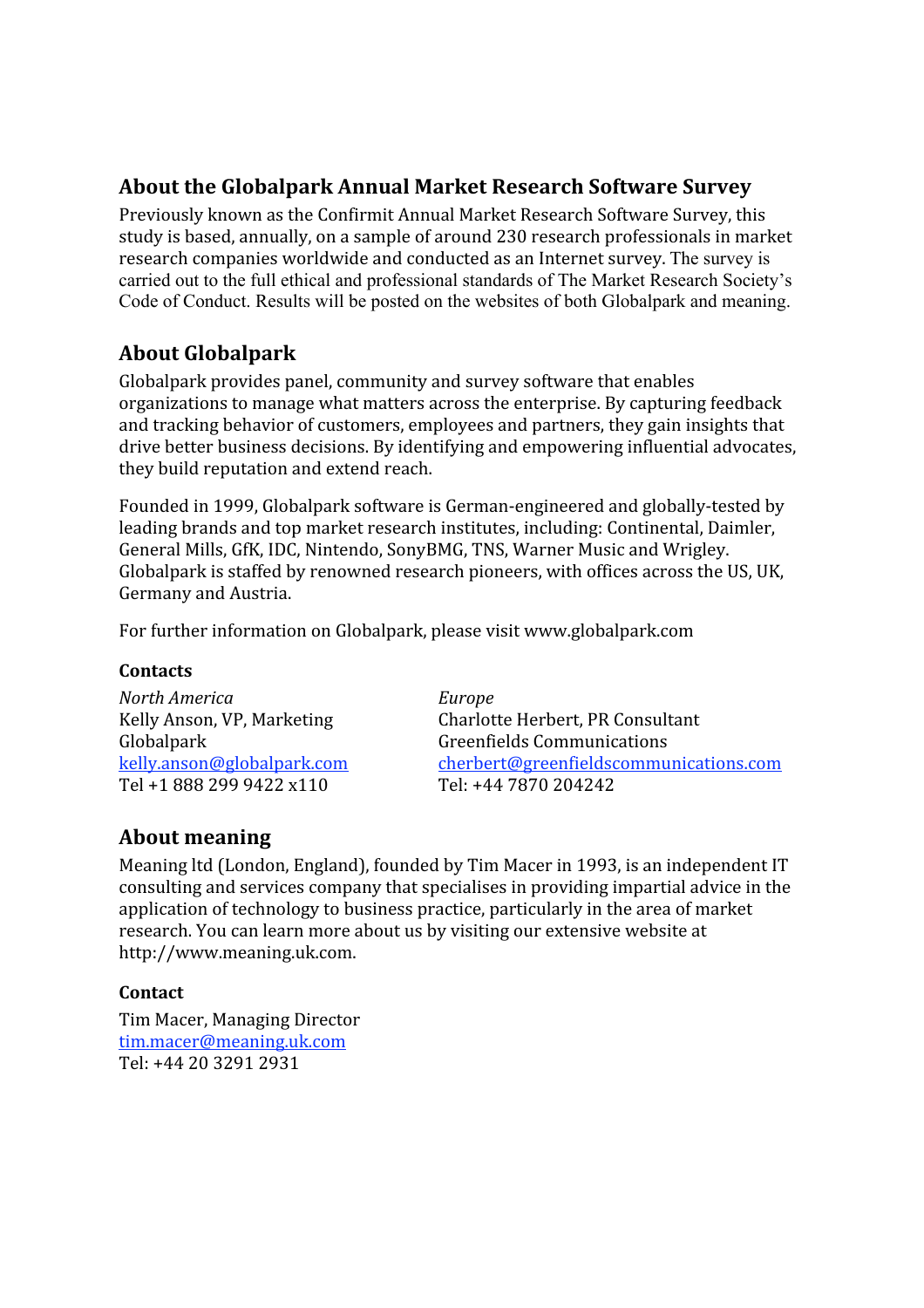## About the Globalpark Annual Market Research Software Survey

Previously known as the Confirmit Annual Market Research Software Survey, this study is based, annually, on a sample of around 230 research professionals in market research companies worldwide and conducted as an Internet survey. The survey is carried out to the full ethical and professional standards of The Market Research Society's Code of Conduct. Results will be posted on the websites of both Globalpark and meaning.

## About Globalpark

Globalpark provides panel, community and survey software that enables organizations to manage what matters across the enterprise. By capturing feedback and tracking behavior of customers, employees and partners, they gain insights that drive better business decisions. By identifying and empowering influential advocates, they build reputation and extend reach.

Founded in 1999, Globalpark software is German-engineered and globally-tested by leading brands and top market research institutes, including: Continental, Daimler, General Mills, GfK, IDC, Nintendo, SonyBMG, TNS, Warner Music and Wrigley. Globalpark is staffed by renowned research pioneers, with offices across the US, UK, Germany and Austria.

For further information on Globalpark, please visit www.globalpark.com

**Contacts**

*North America*
Kelly Anson, VP, Marketing
Globalpark
kelly.anson@globalpark.com
Tel +1 888 299 9422 x110

*Europe*
Charlotte Herbert, PR Consultant
Greenfields Communications
cherbert@greenfieldscommunications.com
Tel: +44 7870 204242

## About meaning

Meaning ltd (London, England), founded by Tim Macer in 1993, is an independent IT consulting and services company that specialises in providing impartial advice in the application of technology to business practice, particularly in the area of market research. You can learn more about us by visiting our extensive website at http://www.meaning.uk.com.

**Contact**

Tim Macer, Managing Director
tim.macer@meaning.uk.com
Tel: +44 20 3291 2931